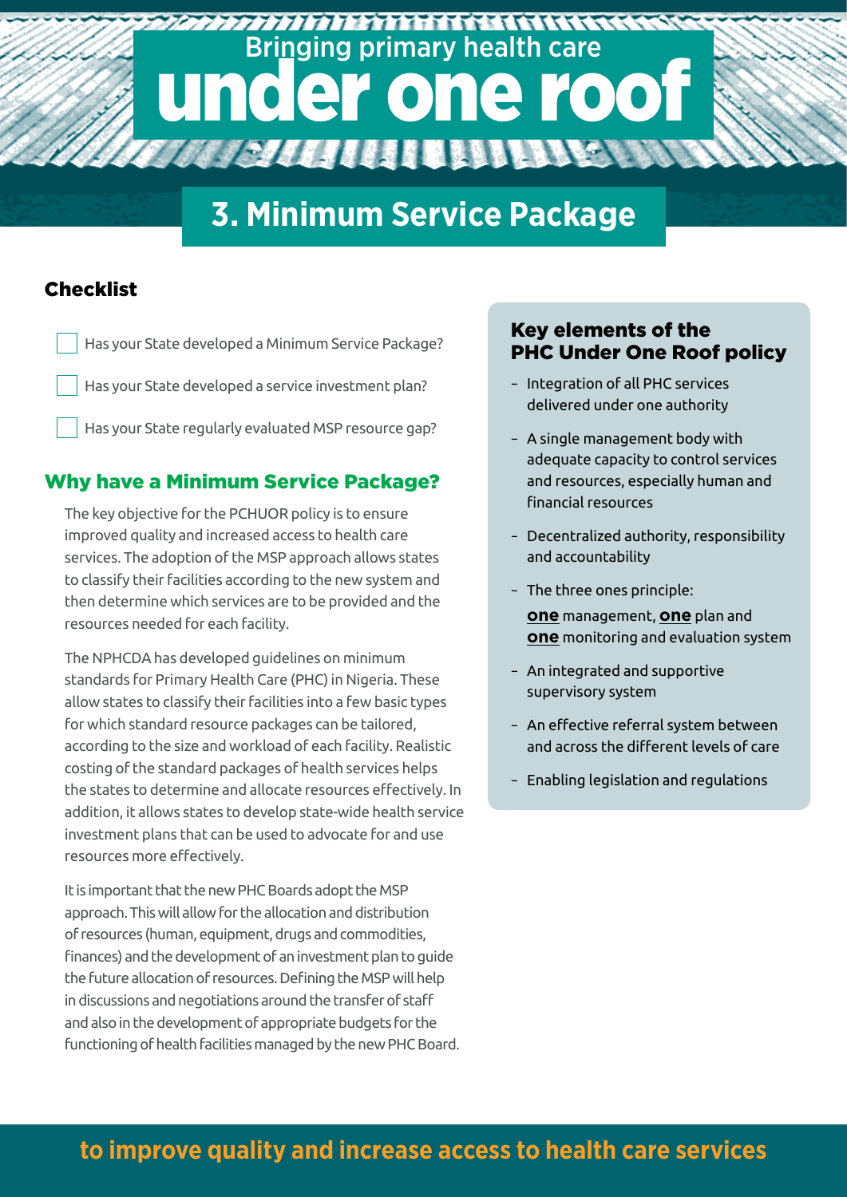# Bringing primary health care under one roof

## 3. Minimum Service Package

### Checklist

- [ ] Has your State developed a Minimum Service Package?
- [ ] Has your State developed a service investment plan?
- [ ] Has your State regularly evaluated MSP resource gap?

### Why have a Minimum Service Package?

The key objective for the PCHUOR policy is to ensure improved quality and increased access to health care services. The adoption of the MSP approach allows states to classify their facilities according to the new system and then determine which services are to be provided and the resources needed for each facility.

The NPHCDA has developed guidelines on minimum standards for Primary Health Care (PHC) in Nigeria. These allow states to classify their facilities into a few basic types for which standard resource packages can be tailored, according to the size and workload of each facility. Realistic costing of the standard packages of health services helps the states to determine and allocate resources effectively. In addition, it allows states to develop state-wide health service investment plans that can be used to advocate for and use resources more effectively.

It is important that the new PHC Boards adopt the MSP approach. This will allow for the allocation and distribution of resources (human, equipment, drugs and commodities, finances) and the development of an investment plan to guide the future allocation of resources. Defining the MSP will help in discussions and negotiations around the transfer of staff and also in the development of appropriate budgets for the functioning of health facilities managed by the new PHC Board.

### Key elements of the PHC Under One Roof policy

- Integration of all PHC services delivered under one authority
- A single management body with adequate capacity to control services and resources, especially human and financial resources
- Decentralized authority, responsibility and accountability
- The three ones principle: **one** management, **one** plan and **one** monitoring and evaluation system
- An integrated and supportive supervisory system
- An effective referral system between and across the different levels of care
- Enabling legislation and regulations

**to improve quality and increase access to health care services**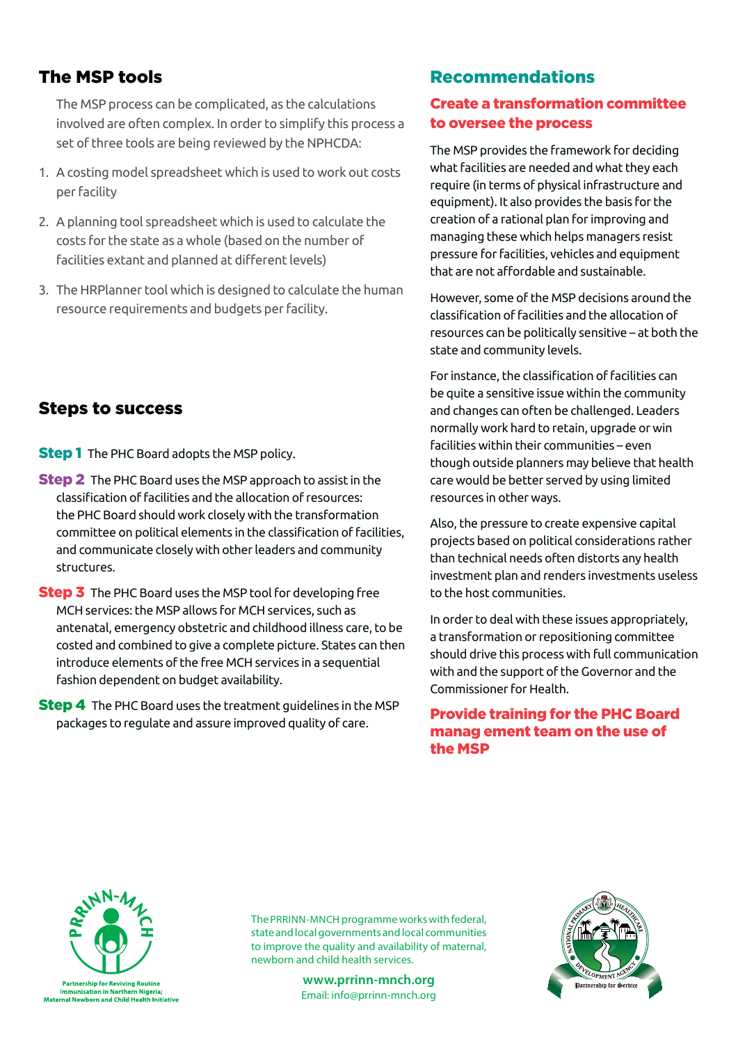## The MSP tools

The MSP process can be complicated, as the calculations involved are often complex. In order to simplify this process a set of three tools are being reviewed by the NPHCDA:

1. A costing model spreadsheet which is used to work out costs per facility
2. A planning tool spreadsheet which is used to calculate the costs for the state as a whole (based on the number of facilities extant and planned at different levels)
3. The HRPlanner tool which is designed to calculate the human resource requirements and budgets per facility.

## Steps to success

**Step 1** The PHC Board adopts the MSP policy.

**Step 2** The PHC Board uses the MSP approach to assist in the classification of facilities and the allocation of resources: the PHC Board should work closely with the transformation committee on political elements in the classification of facilities, and communicate closely with other leaders and community structures.

**Step 3** The PHC Board uses the MSP tool for developing free MCH services: the MSP allows for MCH services, such as antenatal, emergency obstetric and childhood illness care, to be costed and combined to give a complete picture. States can then introduce elements of the free MCH services in a sequential fashion dependent on budget availability.

**Step 4** The PHC Board uses the treatment guidelines in the MSP packages to regulate and assure improved quality of care.

## Recommendations

### Create a transformation committee to oversee the process

The MSP provides the framework for deciding what facilities are needed and what they each require (in terms of physical infrastructure and equipment). It also provides the basis for the creation of a rational plan for improving and managing these which helps managers resist pressure for facilities, vehicles and equipment that are not affordable and sustainable.

However, some of the MSP decisions around the classification of facilities and the allocation of resources can be politically sensitive – at both the state and community levels.

For instance, the classification of facilities can be quite a sensitive issue within the community and changes can often be challenged. Leaders normally work hard to retain, upgrade or win facilities within their communities – even though outside planners may believe that health care would be better served by using limited resources in other ways.

Also, the pressure to create expensive capital projects based on political considerations rather than technical needs often distorts any health investment plan and renders investments useless to the host communities.

In order to deal with these issues appropriately, a transformation or repositioning committee should drive this process with full communication with and the support of the Governor and the Commissioner for Health.

### Provide training for the PHC Board manag ement team on the use of the MSP

PRRINN-MNCH

Partnership for Reviving Routine Immunisation in Northern Nigeria; Maternal Newborn and Child Health Initiative

The PRRINN-MNCH programme works with federal, state and local governments and local communities to improve the quality and availability of maternal, newborn and child health services.

www.prrinn-mnch.org

Email: info@prrinn-mnch.org

National Primary Healthcare Development Agency

Partnership for Service